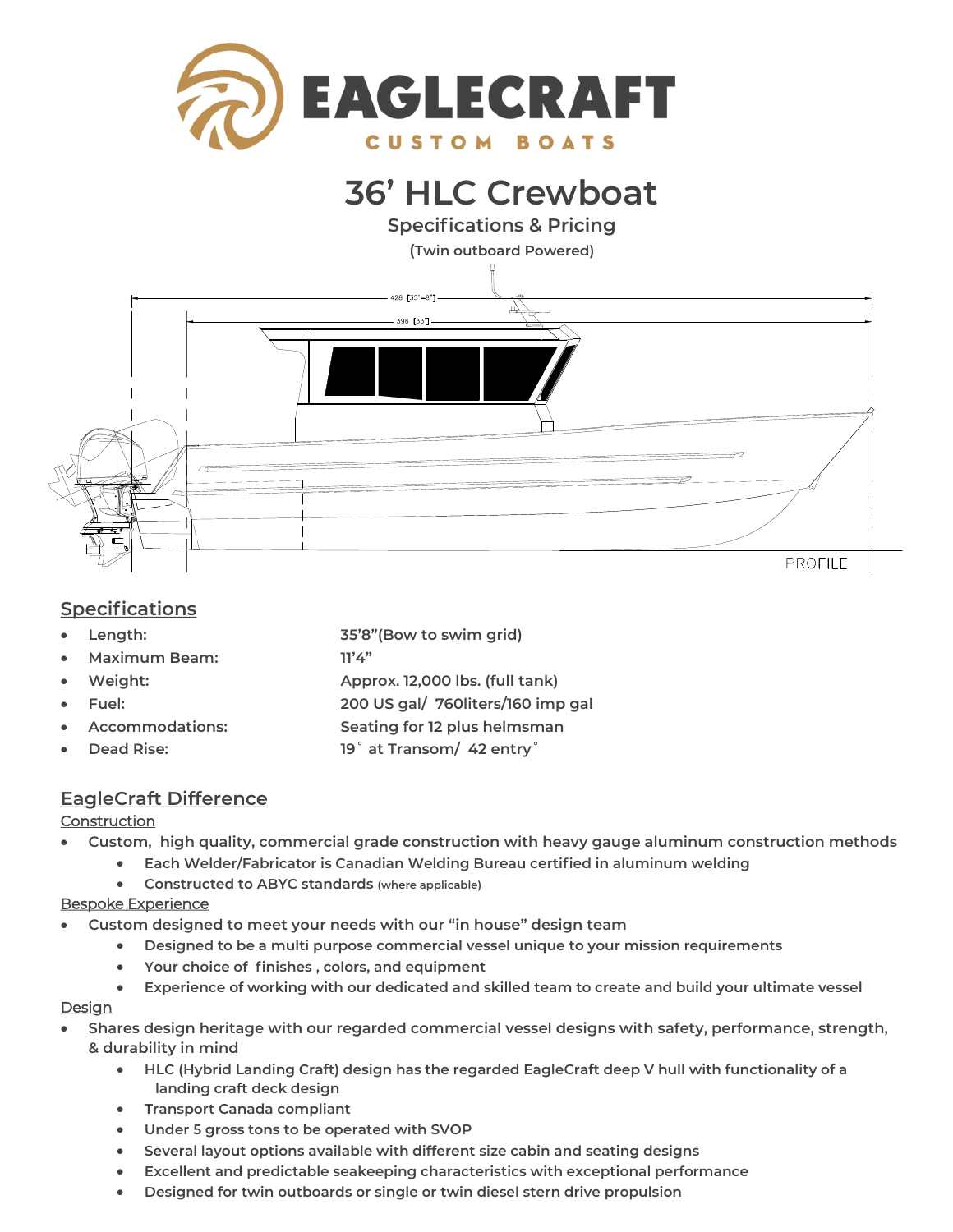# EAGLECRAFT

CUSTOM BOATS

# 36' HLC Crewboat

## Specifications & Pricing

**(Twin outboard Powered)**

## Specifications

- **Length:** 35'8"(Bow to swim grid)
- **Maximum Beam:** 11'4"
- **Weight:** Approx. 12,000 lbs. (full tank)
- **Fuel:** 200 US gal/ 760liters/160 imp gal
- **Accommodations:** Seating for 12 plus helmsman
- **Dead Rise:** 19˚ at Transom/ 42 entry˚

## EagleCraft Difference

### Construction

- **Custom, high quality, commercial grade construction with heavy gauge aluminum construction methods**
  - **Each Welder/Fabricator is Canadian Welding Bureau certified in aluminum welding**
  - **Constructed to ABYC standards** (where applicable)

### Bespoke Experience

- **Custom designed to meet your needs with our "in house" design team**
  - **Designed to be a multi purpose commercial vessel unique to your mission requirements**
  - **Your choice of finishes , colors, and equipment**
  - **Experience of working with our dedicated and skilled team to create and build your ultimate vessel**

### Design

- **Shares design heritage with our regarded commercial vessel designs with safety, performance, strength, & durability in mind**
  - **HLC (Hybrid Landing Craft) design has the regarded EagleCraft deep V hull with functionality of a landing craft deck design**
  - **Transport Canada compliant**
  - **Under 5 gross tons to be operated with SVOP**
  - **Several layout options available with different size cabin and seating designs**
  - **Excellent and predictable seakeeping characteristics with exceptional performance**
  - **Designed for twin outboards or single or twin diesel stern drive propulsion**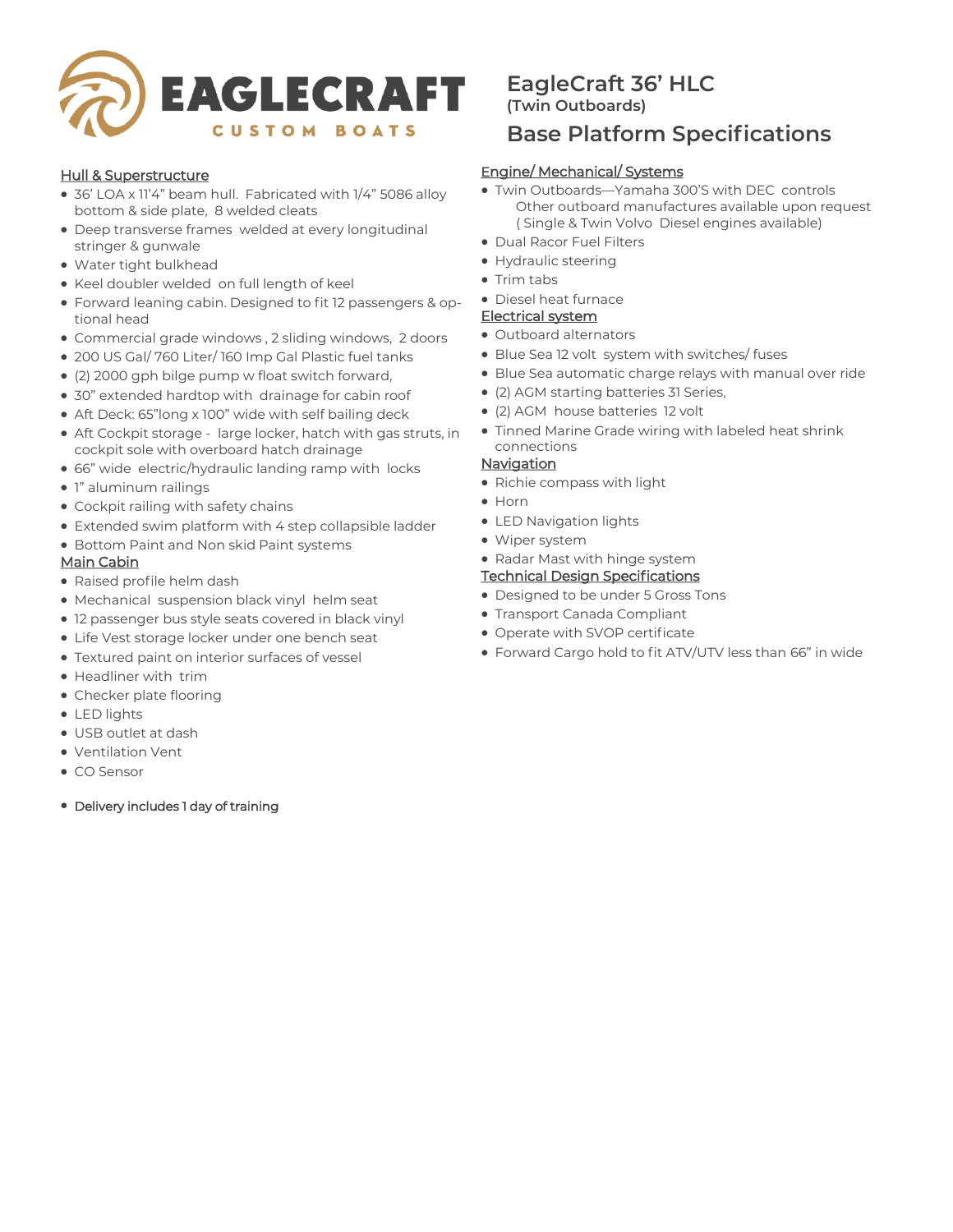# EAGLECRAFT

CUSTOM BOATS

## EagleCraft 36' HLC

**(Twin Outboards)**

## Base Platform Specifications

### Hull & Superstructure

- 36' LOA x 11'4" beam hull. Fabricated with 1/4" 5086 alloy bottom & side plate, 8 welded cleats
- Deep transverse frames welded at every longitudinal stringer & gunwale
- Water tight bulkhead
- Keel doubler welded on full length of keel
- Forward leaning cabin. Designed to fit 12 passengers & optional head
- Commercial grade windows , 2 sliding windows, 2 doors
- 200 US Gal/ 760 Liter/ 160 Imp Gal Plastic fuel tanks
- (2) 2000 gph bilge pump w float switch forward,
- 30" extended hardtop with drainage for cabin roof
- Aft Deck: 65"long x 100" wide with self bailing deck
- Aft Cockpit storage - large locker, hatch with gas struts, in cockpit sole with overboard hatch drainage
- 66" wide electric/hydraulic landing ramp with locks
- 1" aluminum railings
- Cockpit railing with safety chains
- Extended swim platform with 4 step collapsible ladder
- Bottom Paint and Non skid Paint systems

### Main Cabin

- Raised profile helm dash
- Mechanical suspension black vinyl helm seat
- 12 passenger bus style seats covered in black vinyl
- Life Vest storage locker under one bench seat
- Textured paint on interior surfaces of vessel
- Headliner with trim
- Checker plate flooring
- LED lights
- USB outlet at dash
- Ventilation Vent
- CO Sensor

- Delivery includes 1 day of training

### Engine/ Mechanical/ Systems

- Twin Outboards—Yamaha 300'S with DEC controls
  Other outboard manufactures available upon request
  ( Single & Twin Volvo Diesel engines available)
- Dual Racor Fuel Filters
- Hydraulic steering
- Trim tabs
- Diesel heat furnace

### Electrical system

- Outboard alternators
- Blue Sea 12 volt system with switches/ fuses
- Blue Sea automatic charge relays with manual over ride
- (2) AGM starting batteries 31 Series,
- (2) AGM house batteries 12 volt
- Tinned Marine Grade wiring with labeled heat shrink connections

### Navigation

- Richie compass with light
- Horn
- LED Navigation lights
- Wiper system
- Radar Mast with hinge system

### Technical Design Specifications

- Designed to be under 5 Gross Tons
- Transport Canada Compliant
- Operate with SVOP certificate
- Forward Cargo hold to fit ATV/UTV less than 66" in wide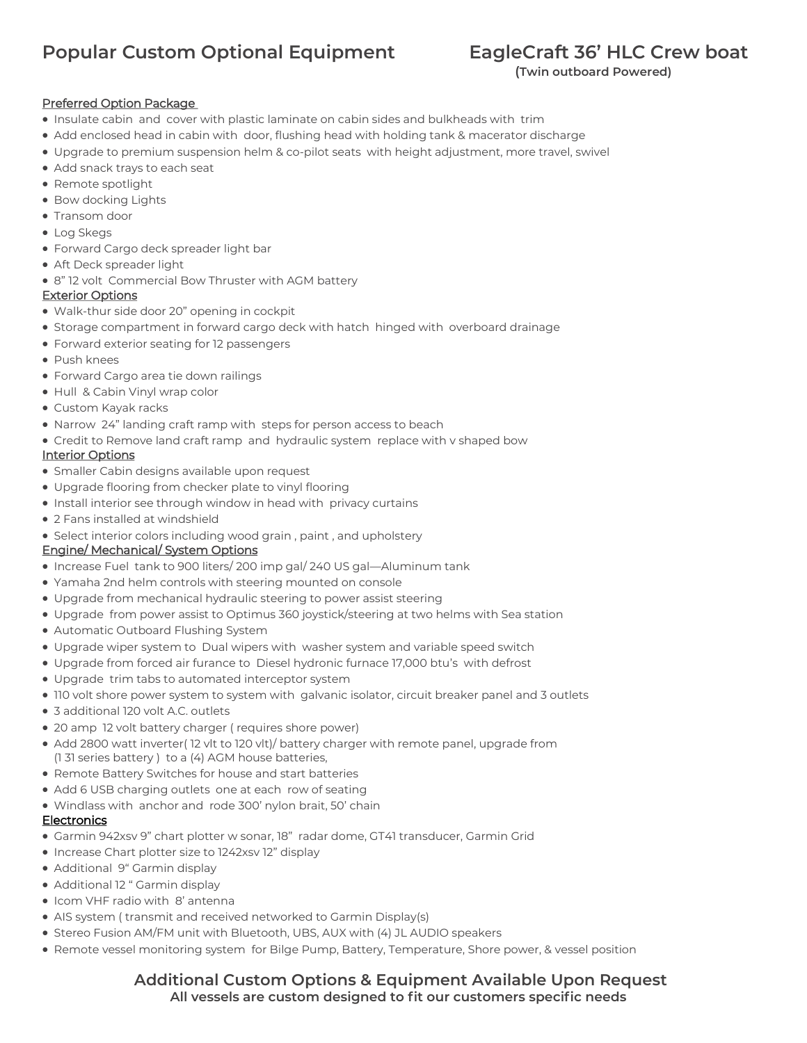# Popular Custom Optional Equipment

## EagleCraft 36' HLC Crew boat

**(Twin outboard Powered)**

### Preferred Option Package

- Insulate cabin and cover with plastic laminate on cabin sides and bulkheads with trim
- Add enclosed head in cabin with door, flushing head with holding tank & macerator discharge
- Upgrade to premium suspension helm & co-pilot seats with height adjustment, more travel, swivel
- Add snack trays to each seat
- Remote spotlight
- Bow docking Lights
- Transom door
- Log Skegs
- Forward Cargo deck spreader light bar
- Aft Deck spreader light
- 8" 12 volt Commercial Bow Thruster with AGM battery

### Exterior Options

- Walk-thur side door 20" opening in cockpit
- Storage compartment in forward cargo deck with hatch hinged with overboard drainage
- Forward exterior seating for 12 passengers
- Push knees
- Forward Cargo area tie down railings
- Hull & Cabin Vinyl wrap color
- Custom Kayak racks
- Narrow 24" landing craft ramp with steps for person access to beach
- Credit to Remove land craft ramp and hydraulic system replace with v shaped bow

### Interior Options

- Smaller Cabin designs available upon request
- Upgrade flooring from checker plate to vinyl flooring
- Install interior see through window in head with privacy curtains
- 2 Fans installed at windshield
- Select interior colors including wood grain , paint , and upholstery

### Engine/ Mechanical/ System Options

- Increase Fuel tank to 900 liters/ 200 imp gal/ 240 US gal—Aluminum tank
- Yamaha 2nd helm controls with steering mounted on console
- Upgrade from mechanical hydraulic steering to power assist steering
- Upgrade from power assist to Optimus 360 joystick/steering at two helms with Sea station
- Automatic Outboard Flushing System
- Upgrade wiper system to Dual wipers with washer system and variable speed switch
- Upgrade from forced air furance to Diesel hydronic furnace 17,000 btu's with defrost
- Upgrade trim tabs to automated interceptor system
- 110 volt shore power system to system with galvanic isolator, circuit breaker panel and 3 outlets
- 3 additional 120 volt A.C. outlets
- 20 amp 12 volt battery charger ( requires shore power)
- Add 2800 watt inverter( 12 vlt to 120 vlt)/ battery charger with remote panel, upgrade from (1 31 series battery ) to a (4) AGM house batteries,
- Remote Battery Switches for house and start batteries
- Add 6 USB charging outlets one at each row of seating
- Windlass with anchor and rode 300' nylon brait, 50' chain

### Electronics

- Garmin 942xsv 9" chart plotter w sonar, 18" radar dome, GT41 transducer, Garmin Grid
- Increase Chart plotter size to 1242xsv 12" display
- Additional 9" Garmin display
- Additional 12 " Garmin display
- Icom VHF radio with 8' antenna
- AIS system ( transmit and received networked to Garmin Display(s)
- Stereo Fusion AM/FM unit with Bluetooth, UBS, AUX with (4) JL AUDIO speakers
- Remote vessel monitoring system for Bilge Pump, Battery, Temperature, Shore power, & vessel position

## Additional Custom Options & Equipment Available Upon Request

**All vessels are custom designed to fit our customers specific needs**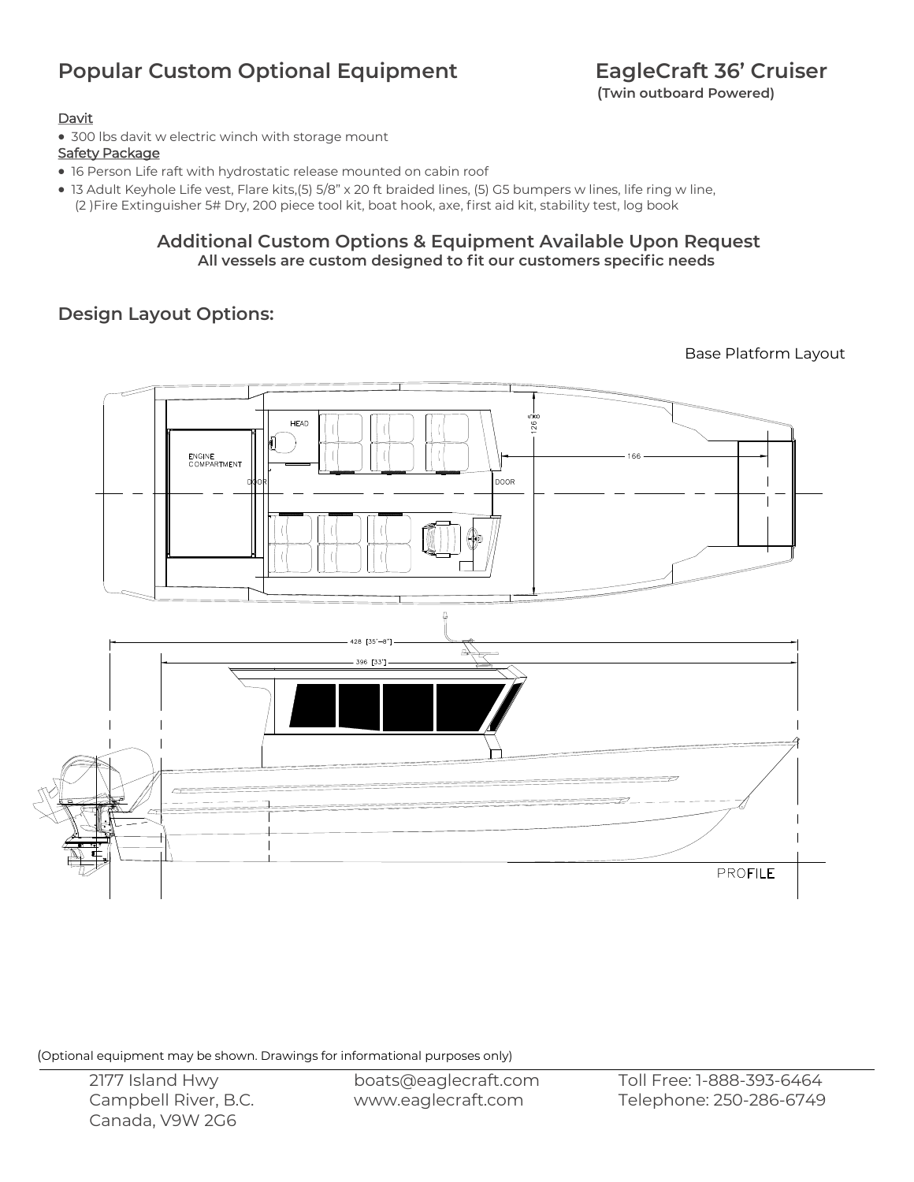## Popular Custom Optional Equipment

## EagleCraft 36' Cruiser

**(Twin outboard Powered)**

Davit

- 300 lbs davit w electric winch with storage mount

Safety Package

- 16 Person Life raft with hydrostatic release mounted on cabin roof
- 13 Adult Keyhole Life vest, Flare kits,(5) 5/8" x 20 ft braided lines, (5) G5 bumpers w lines, life ring w line, (2 )Fire Extinguisher 5# Dry, 200 piece tool kit, boat hook, axe, first aid kit, stability test, log book

### Additional Custom Options & Equipment Available Upon Request

**All vessels are custom designed to fit our customers specific needs**

### Design Layout Options:

Base Platform Layout

HEAD

ENGINE COMPARTMENT

DOOR

DOOR

126.5

166

428 [35'–8"]

396 [33']

PROFILE

(Optional equipment may be shown. Drawings for informational purposes only)

2177 Island Hwy
Campbell River, B.C.
Canada, V9W 2G6

boats@eaglecraft.com
www.eaglecraft.com

Toll Free: 1-888-393-6464
Telephone: 250-286-6749